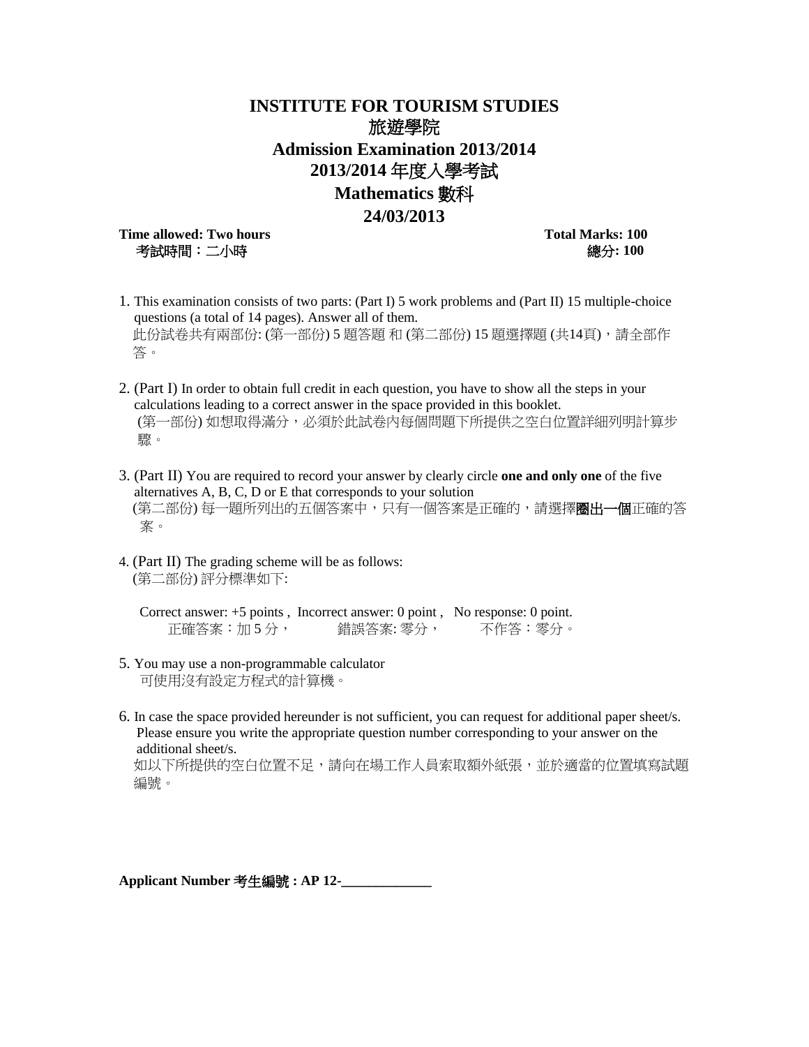# INSTITUTE FOR TOURISM STUDIES

# 旅遊學院

## Admission Examination 2013/2014

## 2013/2014 年度入學考試

## Mathematics 數科

## 24/03/2013

**Time allowed: Two hours** **Total Marks: 100**

**考試時間：二小時** **總分: 100**

1. This examination consists of two parts: (Part I) 5 work problems and (Part II) 15 multiple-choice questions (a total of 14 pages). Answer all of them.
   此份試卷共有兩部份: (第一部份) 5 題答題 和 (第二部份) 15 題選擇題 (共14頁)，請全部作答。

2. (Part I) In order to obtain full credit in each question, you have to show all the steps in your calculations leading to a correct answer in the space provided in this booklet.
   (第一部份) 如想取得滿分，必須於此試卷內每個問題下所提供之空白位置詳細列明計算步驟。

3. (Part II) You are required to record your answer by clearly circle **one and only one** of the five alternatives A, B, C, D or E that corresponds to your solution
   (第二部份) 每一題所列出的五個答案中，只有一個答案是正確的，請選擇**圈出一個**正確的答案。

4. (Part II) The grading scheme will be as follows:
   (第二部份) 評分標準如下:

   Correct answer: +5 points , Incorrect answer: 0 point , No response: 0 point.
   正確答案：加 5 分， 錯誤答案: 零分， 不作答：零分。

5. You may use a non-programmable calculator
   可使用沒有設定方程式的計算機。

6. In case the space provided hereunder is not sufficient, you can request for additional paper sheet/s. Please ensure you write the appropriate question number corresponding to your answer on the additional sheet/s.
   如以下所提供的空白位置不足，請向在場工作人員索取額外紙張，並於適當的位置填寫試題編號。

**Applicant Number 考生編號 : AP 12-\_\_\_\_\_\_\_\_\_\_\_\_\_**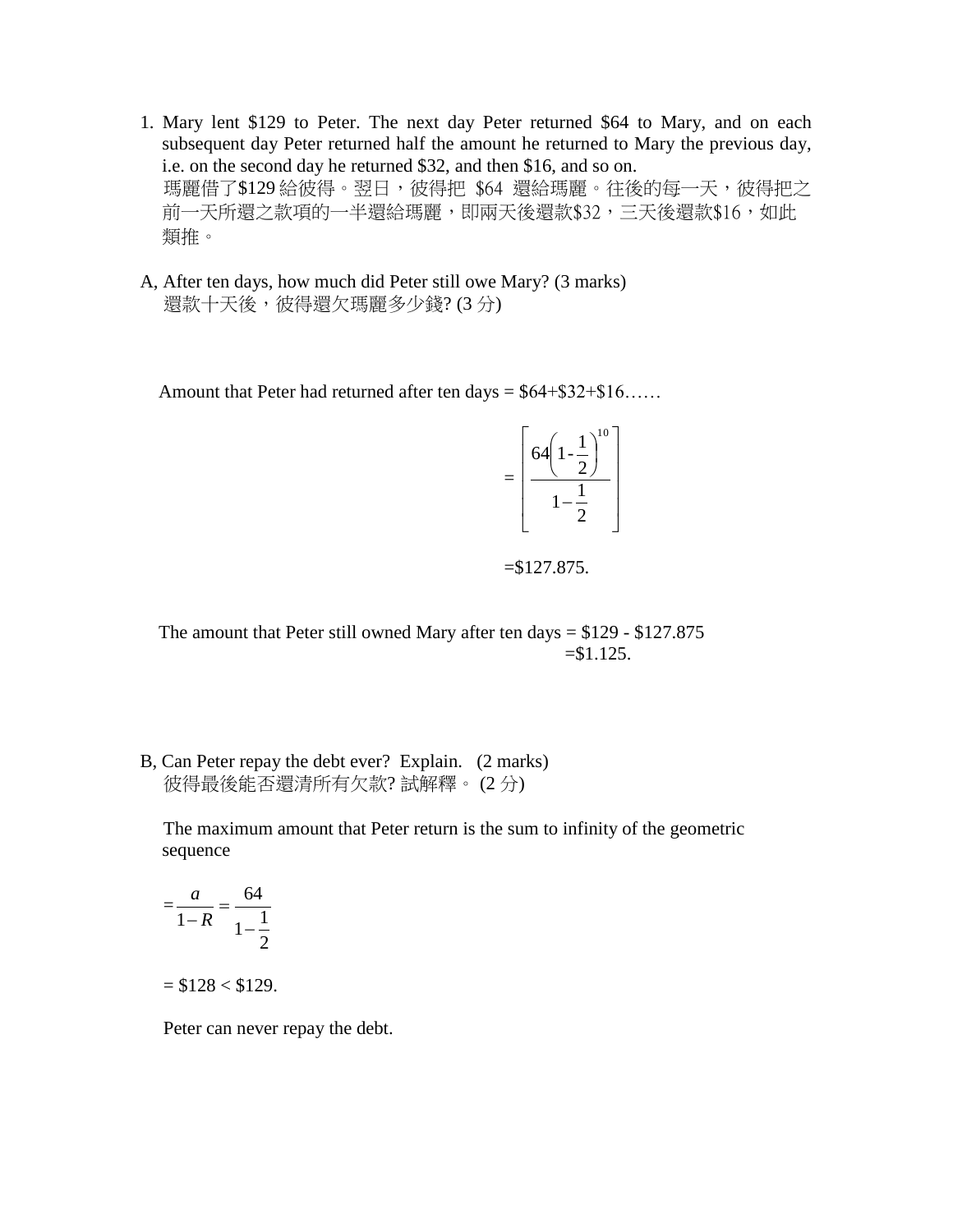1. Mary lent \$129 to Peter. The next day Peter returned \$64 to Mary, and on each subsequent day Peter returned half the amount he returned to Mary the previous day, i.e. on the second day he returned \$32, and then \$16, and so on.
   瑪麗借了\$129 給彼得。翌日，彼得把 \$64 還給瑪麗。往後的每一天，彼得把之前一天所還之款項的一半還給瑪麗，即兩天後還款\$32，三天後還款\$16，如此類推。

A, After ten days, how much did Peter still owe Mary? (3 marks)
還款十天後，彼得還欠瑪麗多少錢? (3 分)

Amount that Peter had returned after ten days = \$64+\$32+\$16……

$$= \left[ \frac{64\left(1-\frac{1}{2}\right)^{10}}{1-\frac{1}{2}} \right]$$

=\$127.875.

The amount that Peter still owned Mary after ten days = \$129 - \$127.875
=\$1.125.

B, Can Peter repay the debt ever? Explain. (2 marks)
彼得最後能否還清所有欠款? 試解釋。 (2 分)

The maximum amount that Peter return is the sum to infinity of the geometric sequence

$$= \frac{a}{1-R} = \frac{64}{1-\frac{1}{2}}$$

= \$128 < \$129.

Peter can never repay the debt.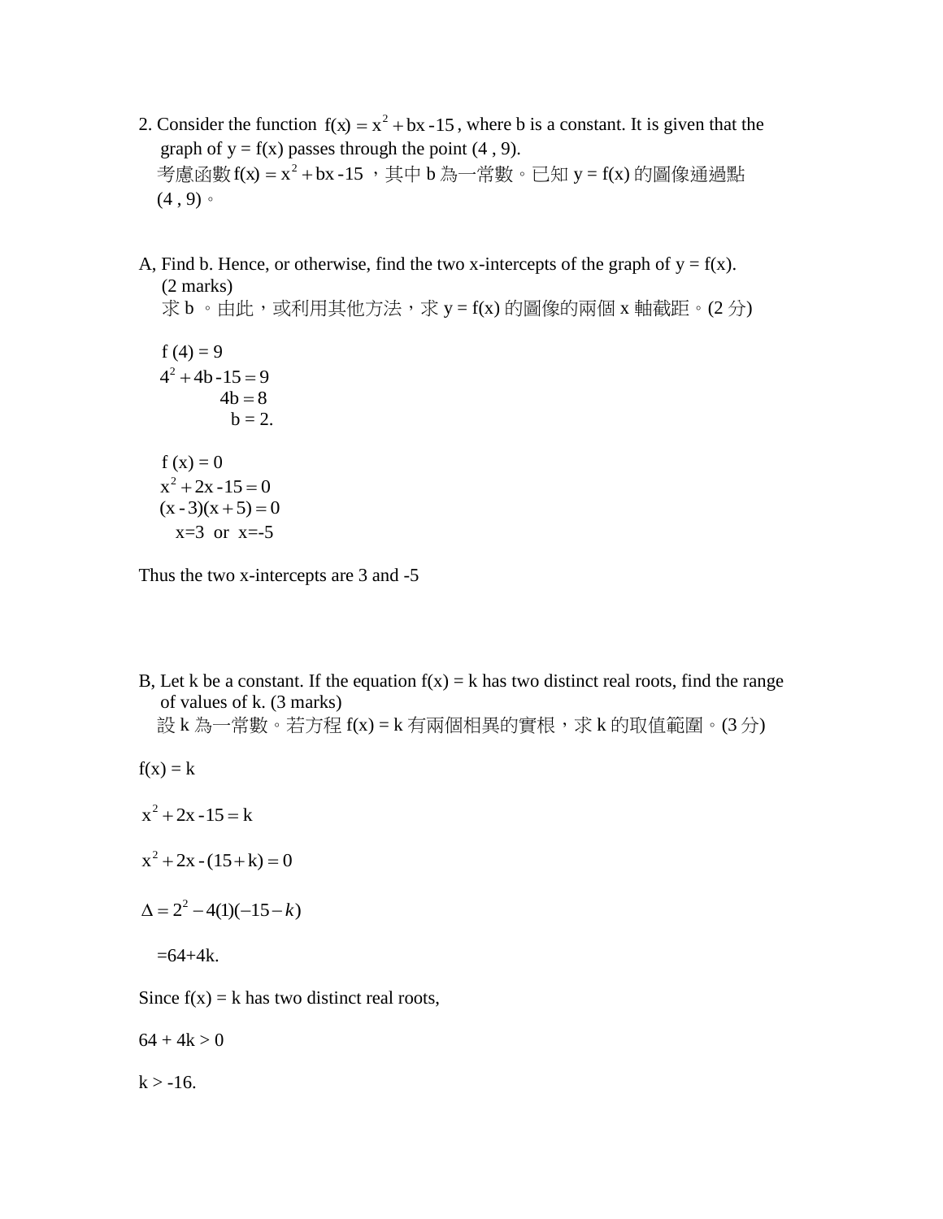2. Consider the function $f(x) = x^2 + bx - 15$, where b is a constant. It is given that the graph of y = f(x) passes through the point (4 , 9).

考慮函數 $f(x) = x^2 + bx - 15$ ，其中 b 為一常數。已知 y = f(x) 的圖像通過點 (4 , 9)。

A, Find b. Hence, or otherwise, find the two x-intercepts of the graph of y = f(x). (2 marks)

求 b 。由此，或利用其他方法，求 y = f(x) 的圖像的兩個 x 軸截距。(2 分)

$$f(4) = 9$$

$$4^2 + 4b - 15 = 9$$

$$4b = 8$$

$$b = 2.$$

$$f(x) = 0$$

$$x^2 + 2x - 15 = 0$$

$$(x - 3)(x + 5) = 0$$

$$x = 3 \text{ or } x = -5$$

Thus the two x-intercepts are 3 and -5

B, Let k be a constant. If the equation f(x) = k has two distinct real roots, find the range of values of k. (3 marks)

設 k 為一常數。若方程 f(x) = k 有兩個相異的實根，求 k 的取值範圍。(3 分)

$$f(x) = k$$

$$x^2 + 2x - 15 = k$$

$$x^2 + 2x - (15 + k) = 0$$

$$\Delta = 2^2 - 4(1)(-15 - k)$$

$$= 64 + 4k.$$

Since f(x) = k has two distinct real roots,

$$64 + 4k > 0$$

$$k > -16.$$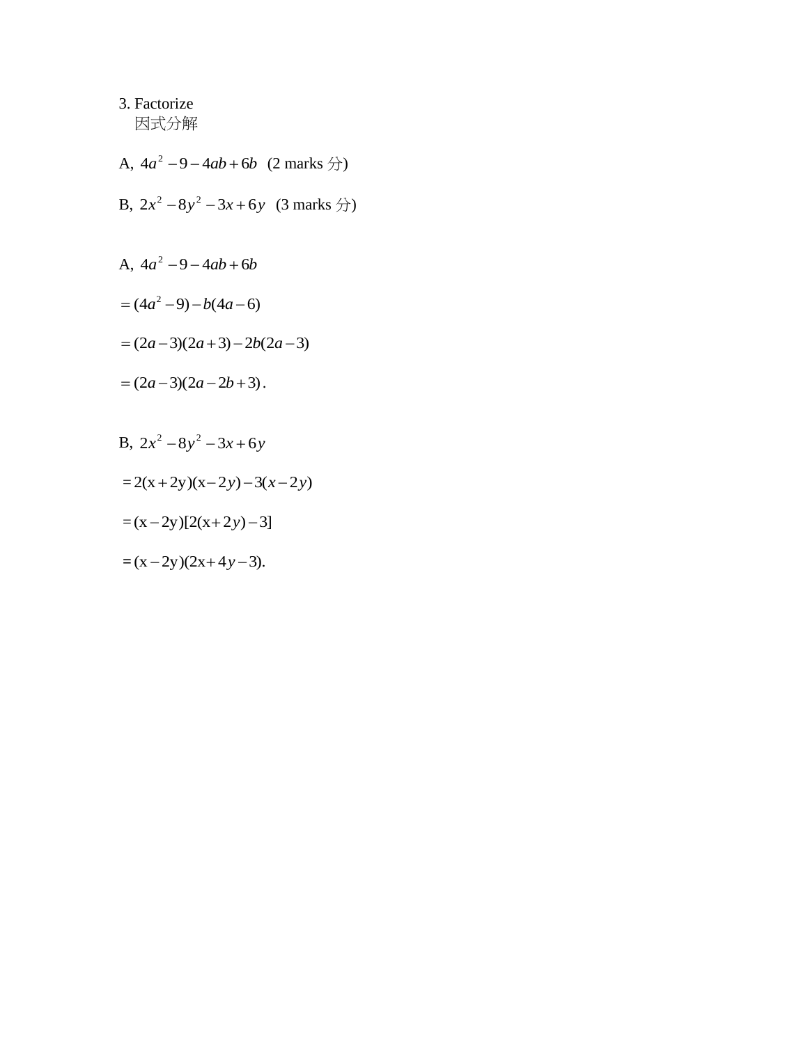3. Factorize
   因式分解

A, $4a^2 - 9 - 4ab + 6b$ (2 marks 分)

B, $2x^2 - 8y^2 - 3x + 6y$ (3 marks 分)

A, $4a^2 - 9 - 4ab + 6b$

$= (4a^2 - 9) - b(4a - 6)$

$= (2a - 3)(2a + 3) - 2b(2a - 3)$

$= (2a - 3)(2a - 2b + 3)$.

B, $2x^2 - 8y^2 - 3x + 6y$

$= 2(x + 2y)(x - 2y) - 3(x - 2y)$

$= (x - 2y)[2(x + 2y) - 3]$

$= (x - 2y)(2x + 4y - 3)$.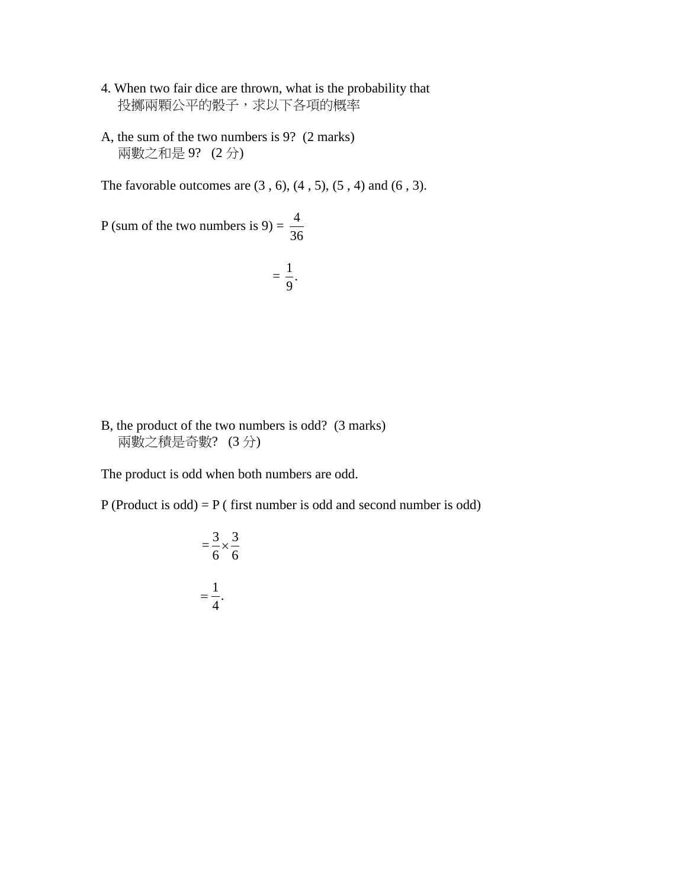4. When two fair dice are thrown, what is the probability that
投擲兩顆公平的骰子，求以下各項的概率

A, the sum of the two numbers is 9? (2 marks)
兩數之和是 9? (2 分)

The favorable outcomes are (3 , 6), (4 , 5), (5 , 4) and (6 , 3).

$$P\text{ (sum of the two numbers is 9)} = \frac{4}{36}$$

$$= \frac{1}{9}.$$

B, the product of the two numbers is odd? (3 marks)
兩數之積是奇數? (3 分)

The product is odd when both numbers are odd.

P (Product is odd) = P ( first number is odd and second number is odd)

$$= \frac{3}{6} \times \frac{3}{6}$$

$$= \frac{1}{4}.$$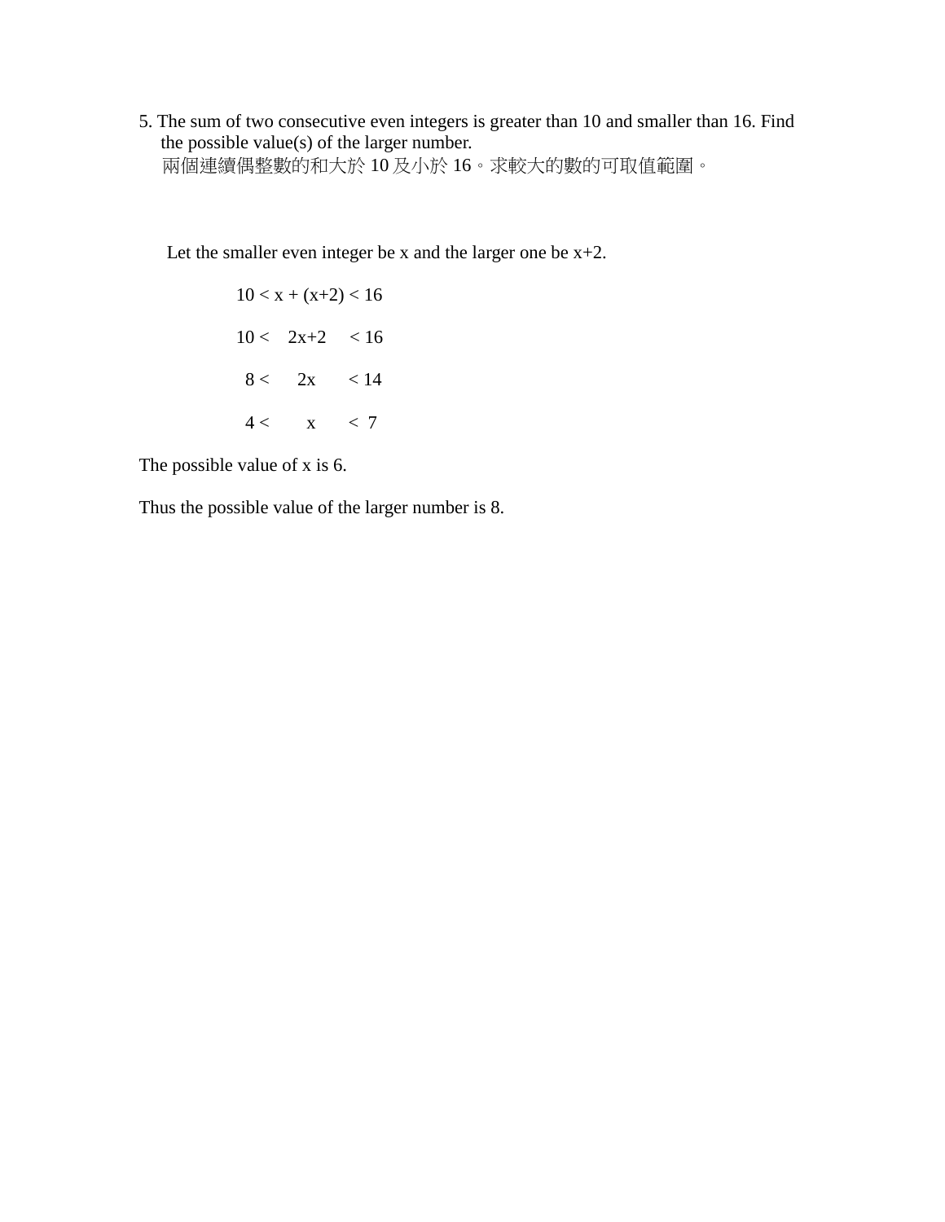5. The sum of two consecutive even integers is greater than 10 and smaller than 16. Find the possible value(s) of the larger number.
   兩個連續偶整數的和大於 10 及小於 16。求較大的數的可取值範圍。

Let the smaller even integer be x and the larger one be x+2.

$$10 < x + (x+2) < 16$$

$$10 < 2x+2 < 16$$

$$8 < 2x < 14$$

$$4 < x < 7$$

The possible value of x is 6.

Thus the possible value of the larger number is 8.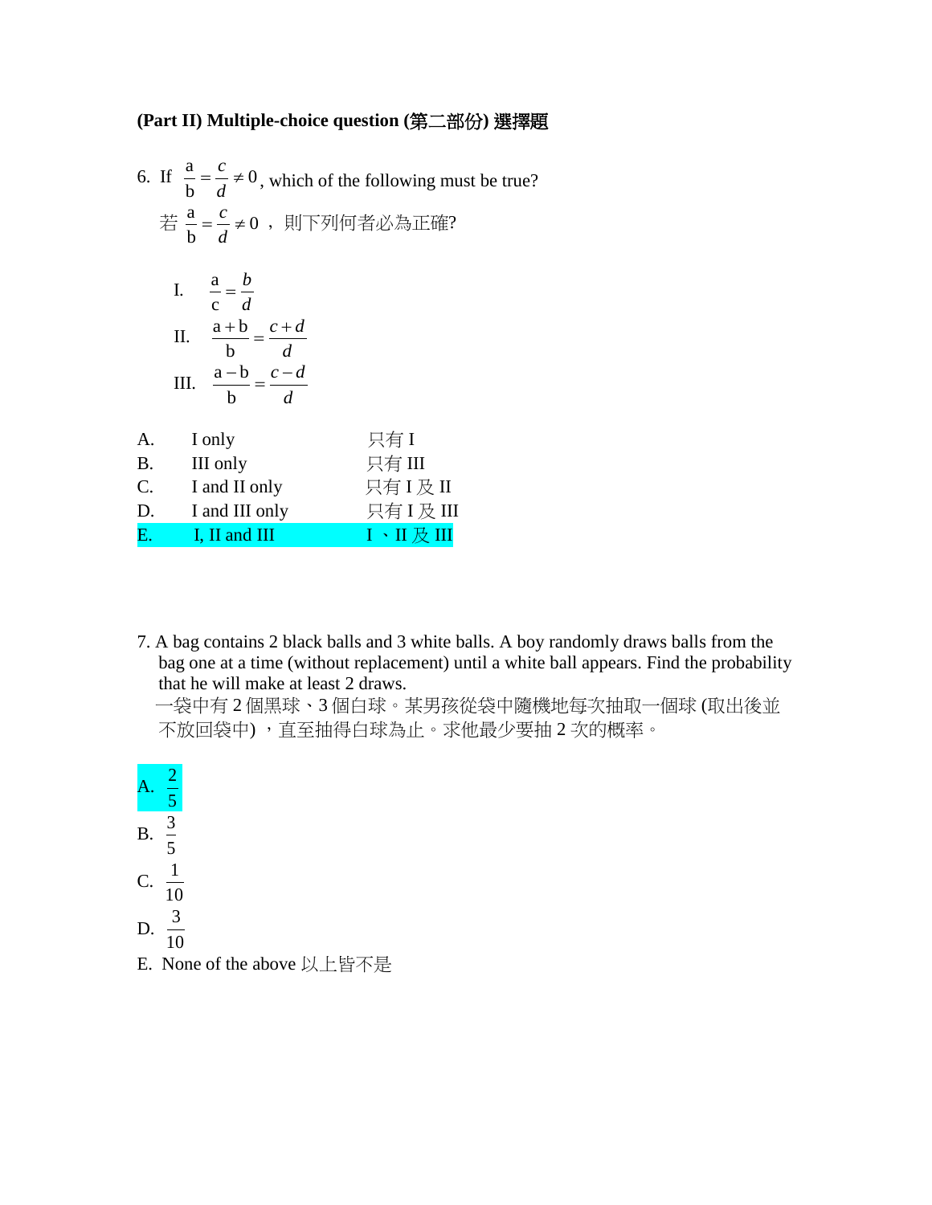**(Part II) Multiple-choice question (第二部份) 選擇題**

6. If $\frac{a}{b} = \frac{c}{d} \neq 0$, which of the following must be true?

   若 $\frac{a}{b} = \frac{c}{d} \neq 0$ ，則下列何者必為正確?

   I. $\frac{a}{c} = \frac{b}{d}$

   II. $\frac{a+b}{b} = \frac{c+d}{d}$

   III. $\frac{a-b}{b} = \frac{c-d}{d}$

| | | |
|---|---|---|
| A. | I only | 只有 I |
| B. | III only | 只有 III |
| C. | I and II only | 只有 I 及 II |
| D. | I and III only | 只有 I 及 III |
| E. | I, II and III | I 、II 及 III |

7. A bag contains 2 black balls and 3 white balls. A boy randomly draws balls from the bag one at a time (without replacement) until a white ball appears. Find the probability that he will make at least 2 draws.

   一袋中有 2 個黑球、3 個白球。某男孩從袋中隨機地每次抽取一個球 (取出後並不放回袋中) ，直至抽得白球為止。求他最少要抽 2 次的概率。

A. $\frac{2}{5}$

B. $\frac{3}{5}$

C. $\frac{1}{10}$

D. $\frac{3}{10}$

E. None of the above 以上皆不是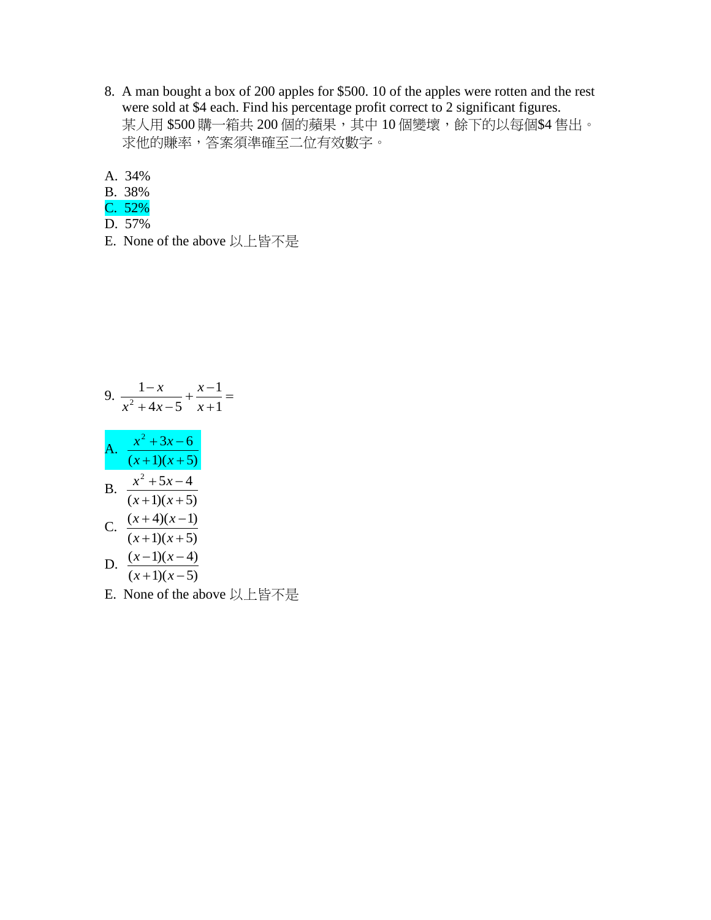8. A man bought a box of 200 apples for \$500. 10 of the apples were rotten and the rest were sold at \$4 each. Find his percentage profit correct to 2 significant figures.
   某人用 \$500 購一箱共 200 個的蘋果，其中 10 個變壞，餘下的以每個\$4 售出。求他的賺率，答案須準確至二位有效數字。

A. 34%
B. 38%
C. 52%
D. 57%
E. None of the above 以上皆不是

9. $\dfrac{1-x}{x^2+4x-5}+\dfrac{x-1}{x+1}=$

A. $\dfrac{x^2+3x-6}{(x+1)(x+5)}$

B. $\dfrac{x^2+5x-4}{(x+1)(x+5)}$

C. $\dfrac{(x+4)(x-1)}{(x+1)(x+5)}$

D. $\dfrac{(x-1)(x-4)}{(x+1)(x-5)}$

E. None of the above 以上皆不是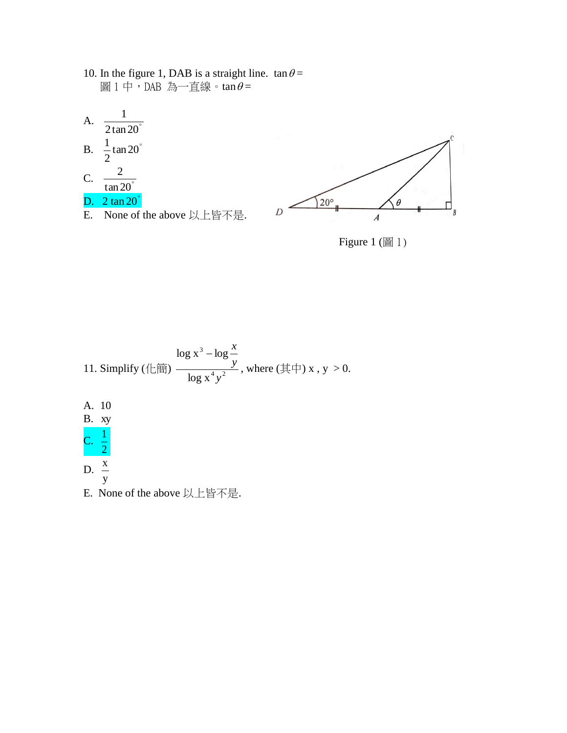10. In the figure 1, DAB is a straight line. $\tan\theta =$
圖 1 中，DAB 為一直線。$\tan\theta =$

A. $\dfrac{1}{2\tan 20^\circ}$

B. $\dfrac{1}{2}\tan 20^\circ$

C. $\dfrac{2}{\tan 20^\circ}$

D. $2\tan 20^\circ$

E. None of the above 以上皆不是.

Figure 1 (圖 1)

11. Simplify (化簡) $\dfrac{\log x^3 - \log \dfrac{x}{y}}{\log x^4 y^2}$, where (其中) x , y > 0.

A. 10

B. xy

C. $\dfrac{1}{2}$

D. $\dfrac{x}{y}$

E. None of the above 以上皆不是.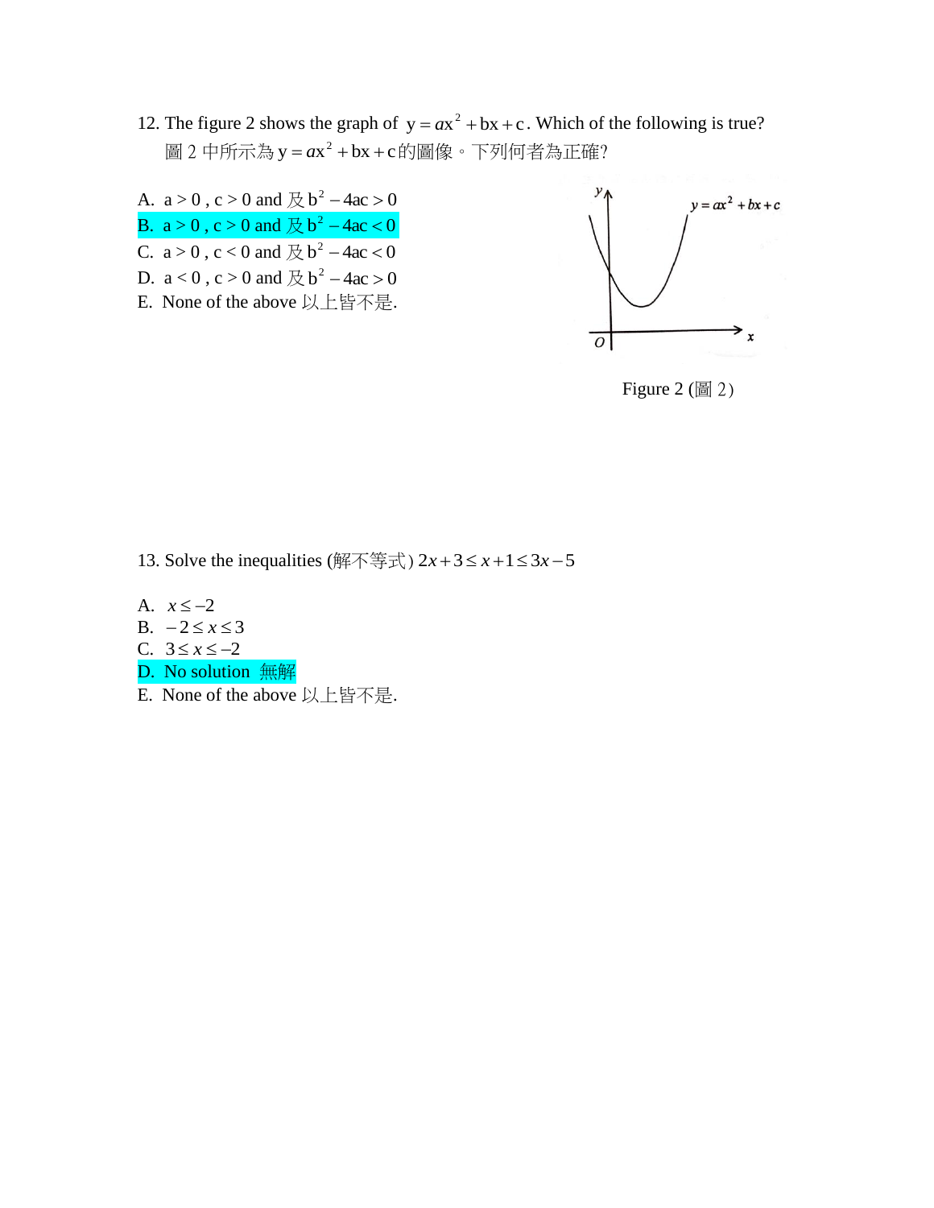12. The figure 2 shows the graph of $y = ax^2 + bx + c$. Which of the following is true?
圖 2 中所示為 $y = ax^2 + bx + c$ 的圖像。下列何者為正確?

A. $a > 0$ , $c > 0$ and 及 $b^2 - 4ac > 0$
B. $a > 0$ , $c > 0$ and 及 $b^2 - 4ac < 0$
C. $a > 0$ , $c < 0$ and 及 $b^2 - 4ac < 0$
D. $a < 0$ , $c > 0$ and 及 $b^2 - 4ac > 0$
E. None of the above 以上皆不是.

Figure 2 (圖 2)

13. Solve the inequalities (解不等式) $2x + 3 \le x + 1 \le 3x - 5$

A. $x \le -2$
B. $-2 \le x \le 3$
C. $3 \le x \le -2$
D. No solution 無解
E. None of the above 以上皆不是.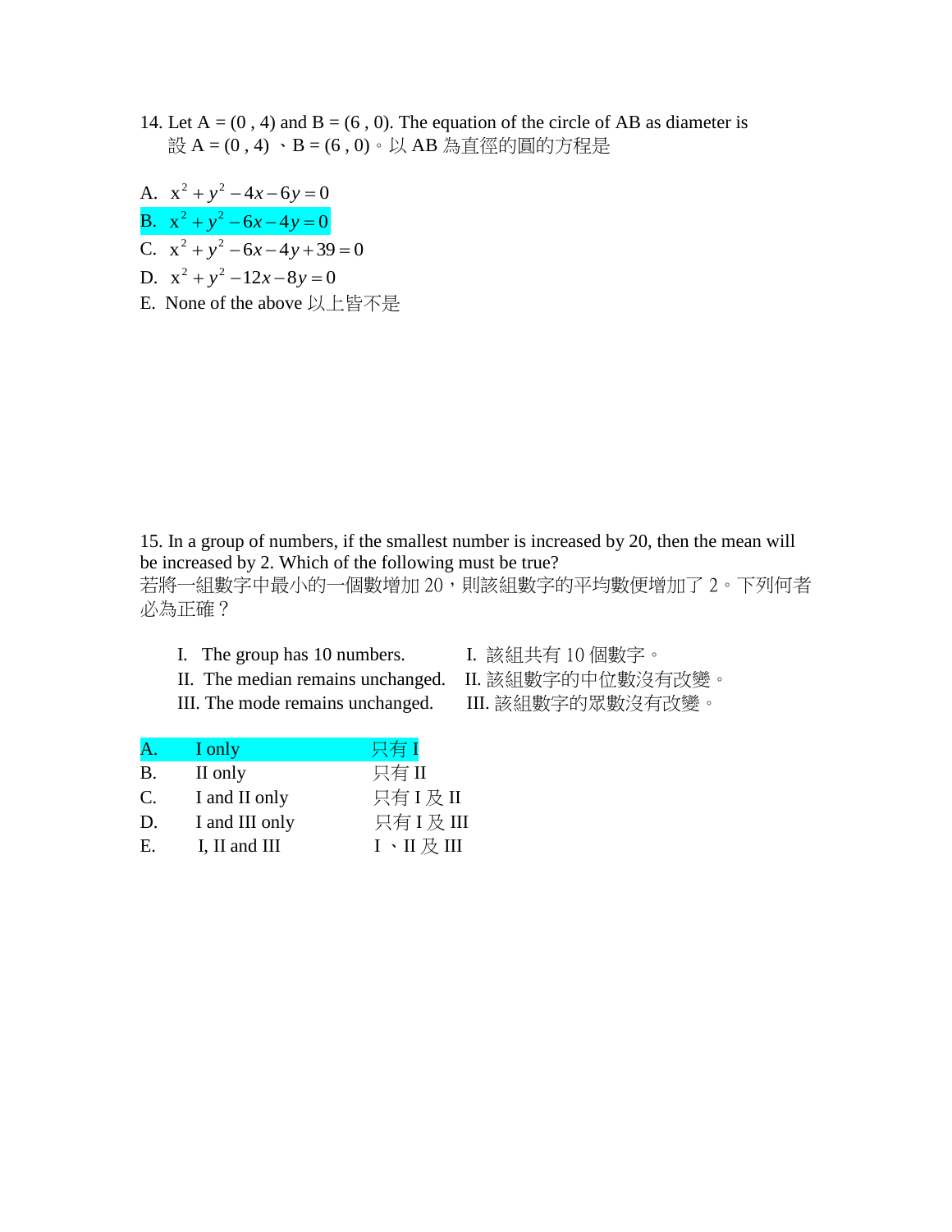14. Let A = (0 , 4) and B = (6 , 0). The equation of the circle of AB as diameter is
設 A = (0 , 4) 、B = (6 , 0)。以 AB 為直徑的圓的方程是

A. $x^2 + y^2 - 4x - 6y = 0$

B. $x^2 + y^2 - 6x - 4y = 0$

C. $x^2 + y^2 - 6x - 4y + 39 = 0$

D. $x^2 + y^2 - 12x - 8y = 0$

E. None of the above 以上皆不是

15. In a group of numbers, if the smallest number is increased by 20, then the mean will be increased by 2. Which of the following must be true?
若將一組數字中最小的一個數增加 20，則該組數字的平均數便增加了 2。下列何者必為正確？

I. The group has 10 numbers. I. 該組共有 10 個數字。
II. The median remains unchanged. II. 該組數字的中位數沒有改變。
III. The mode remains unchanged. III. 該組數字的眾數沒有改變。

A. I only 只有 I

B. II only 只有 II

C. I and II only 只有 I 及 II

D. I and III only 只有 I 及 III

E. I, II and III I 、II 及 III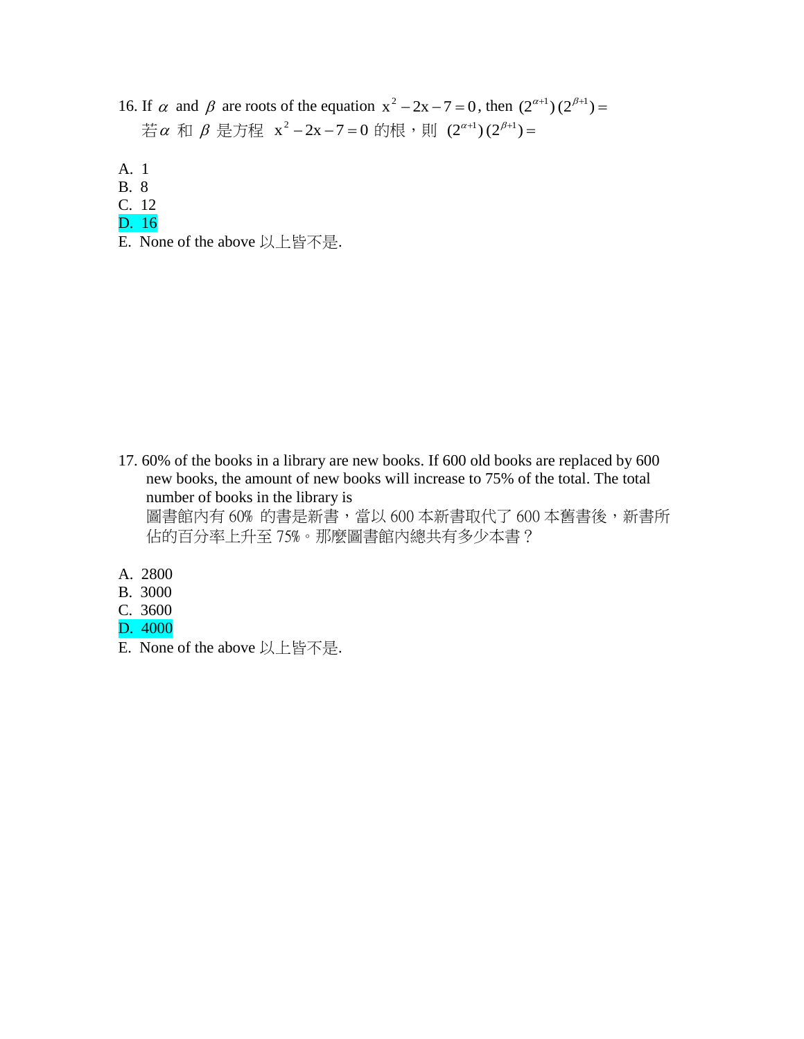16. If $\alpha$ and $\beta$ are roots of the equation $x^2 - 2x - 7 = 0$, then $(2^{\alpha+1})(2^{\beta+1}) =$
    若$\alpha$ 和 $\beta$ 是方程 $x^2 - 2x - 7 = 0$ 的根，則 $(2^{\alpha+1})(2^{\beta+1}) =$

A. 1
B. 8
C. 12
D. 16
E. None of the above 以上皆不是.

17. 60% of the books in a library are new books. If 600 old books are replaced by 600 new books, the amount of new books will increase to 75% of the total. The total number of books in the library is
    圖書館內有 60% 的書是新書，當以 600 本新書取代了 600 本舊書後，新書所佔的百分率上升至 75%。那麼圖書館內總共有多少本書？

A. 2800
B. 3000
C. 3600
D. 4000
E. None of the above 以上皆不是.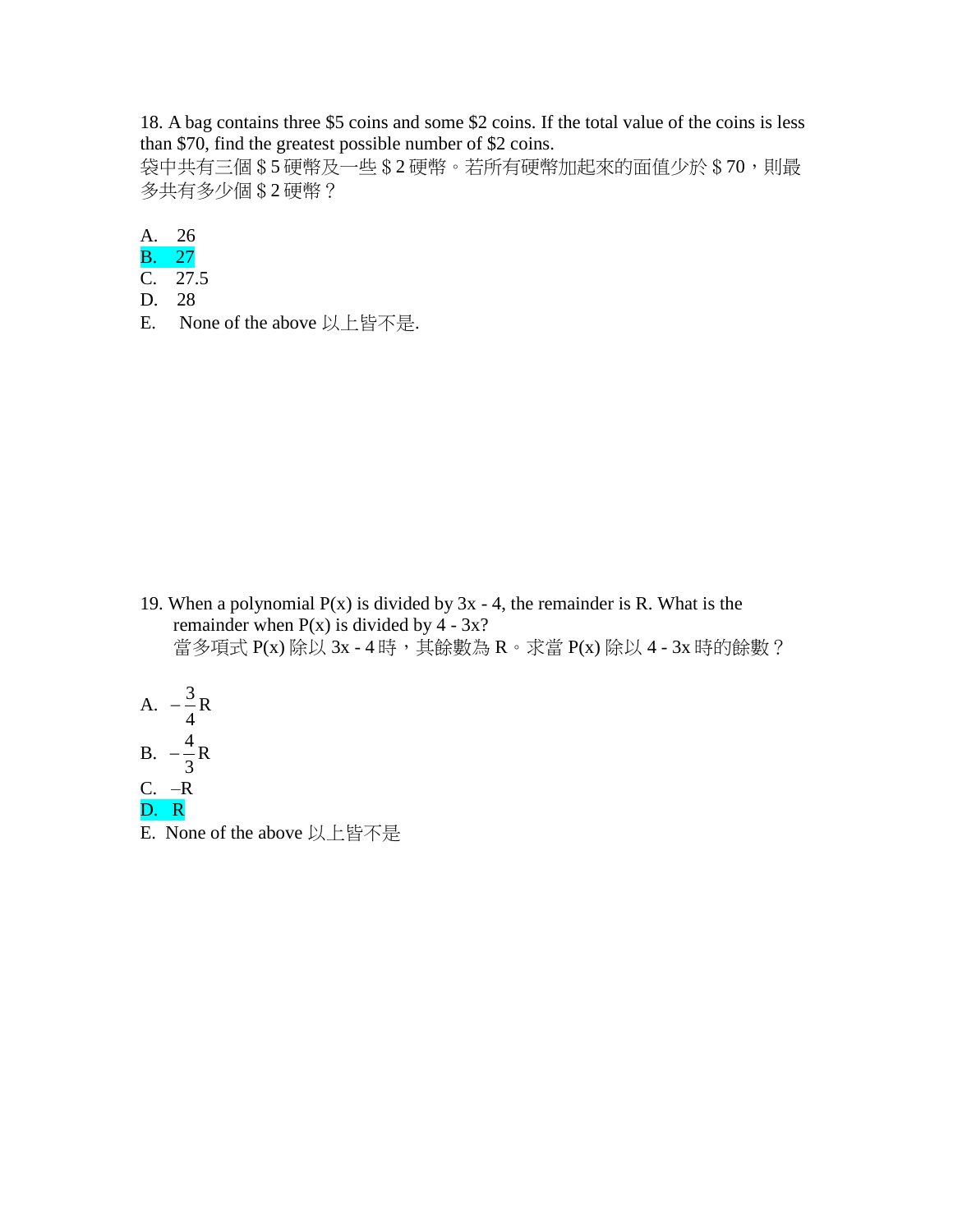18. A bag contains three \$5 coins and some \$2 coins. If the total value of the coins is less than \$70, find the greatest possible number of \$2 coins.
袋中共有三個＄5 硬幣及一些＄2 硬幣。若所有硬幣加起來的面值少於＄70，則最多共有多少個＄2 硬幣？

A. 26
B. 27
C. 27.5
D. 28
E. None of the above 以上皆不是.

19. When a polynomial P(x) is divided by 3x - 4, the remainder is R. What is the remainder when P(x) is divided by 4 - 3x?
當多項式 P(x) 除以 3x - 4 時，其餘數為 R。求當 P(x) 除以 4 - 3x 時的餘數？

A. $-\frac{3}{4}R$
B. $-\frac{4}{3}R$
C. $-R$
D. $R$
E. None of the above 以上皆不是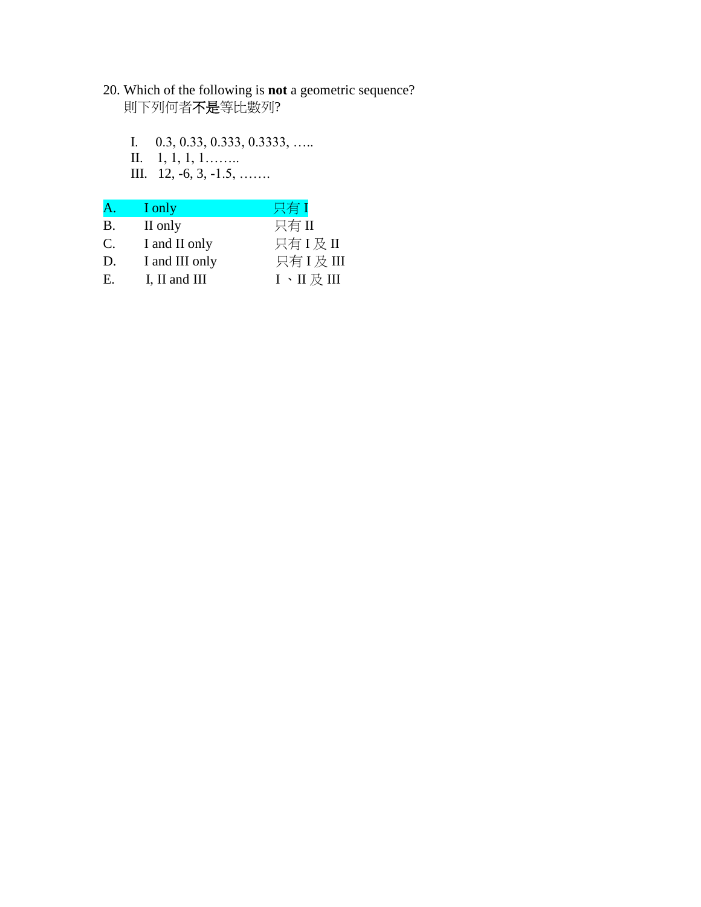20. Which of the following is **not** a geometric sequence?
則下列何者**不是**等比數列?

I. 0.3, 0.33, 0.333, 0.3333, …..
II. 1, 1, 1, 1……..
III. 12, -6, 3, -1.5, …….

A. I only 只有 I
B. II only 只有 II
C. I and II only 只有 I 及 II
D. I and III only 只有 I 及 III
E. I, II and III I 、II 及 III